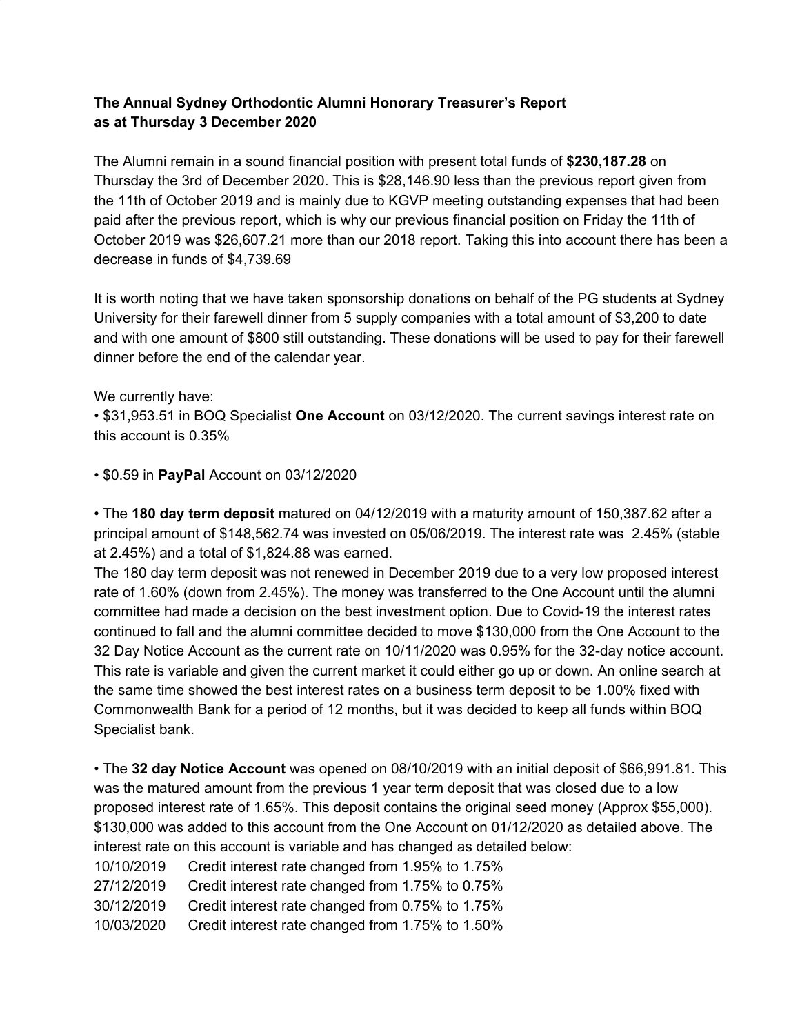**The Annual Sydney Orthodontic Alumni Honorary Treasurer's Report as at Thursday 3 December 2020**

The Alumni remain in a sound financial position with present total funds of **$230,187.28** on Thursday the 3rd of December 2020. This is $28,146.90 less than the previous report given from the 11th of October 2019 and is mainly due to KGVP meeting outstanding expenses that had been paid after the previous report, which is why our previous financial position on Friday the 11th of October 2019 was $26,607.21 more than our 2018 report. Taking this into account there has been a decrease in funds of $4,739.69

It is worth noting that we have taken sponsorship donations on behalf of the PG students at Sydney University for their farewell dinner from 5 supply companies with a total amount of $3,200 to date and with one amount of $800 still outstanding. These donations will be used to pay for their farewell dinner before the end of the calendar year.

We currently have:

• $31,953.51 in BOQ Specialist **One Account** on 03/12/2020. The current savings interest rate on this account is 0.35%

• $0.59 in **PayPal** Account on 03/12/2020

• The **180 day term deposit** matured on 04/12/2019 with a maturity amount of 150,387.62 after a principal amount of $148,562.74 was invested on 05/06/2019. The interest rate was 2.45% (stable at 2.45%) and a total of $1,824.88 was earned.
The 180 day term deposit was not renewed in December 2019 due to a very low proposed interest rate of 1.60% (down from 2.45%). The money was transferred to the One Account until the alumni committee had made a decision on the best investment option. Due to Covid-19 the interest rates continued to fall and the alumni committee decided to move $130,000 from the One Account to the 32 Day Notice Account as the current rate on 10/11/2020 was 0.95% for the 32-day notice account. This rate is variable and given the current market it could either go up or down. An online search at the same time showed the best interest rates on a business term deposit to be 1.00% fixed with Commonwealth Bank for a period of 12 months, but it was decided to keep all funds within BOQ Specialist bank.

• The **32 day Notice Account** was opened on 08/10/2019 with an initial deposit of $66,991.81. This was the matured amount from the previous 1 year term deposit that was closed due to a low proposed interest rate of 1.65%. This deposit contains the original seed money (Approx $55,000). $130,000 was added to this account from the One Account on 01/12/2020 as detailed above. The interest rate on this account is variable and has changed as detailed below:

10/10/2019 Credit interest rate changed from 1.95% to 1.75%
27/12/2019 Credit interest rate changed from 1.75% to 0.75%
30/12/2019 Credit interest rate changed from 0.75% to 1.75%
10/03/2020 Credit interest rate changed from 1.75% to 1.50%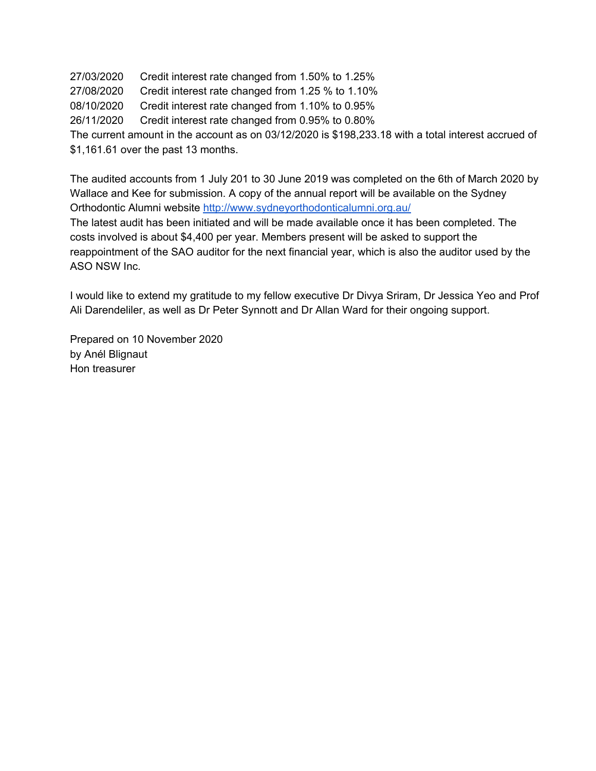27/03/2020 Credit interest rate changed from 1.50% to 1.25%  
27/08/2020 Credit interest rate changed from 1.25 % to 1.10%  
08/10/2020 Credit interest rate changed from 1.10% to 0.95%  
26/11/2020 Credit interest rate changed from 0.95% to 0.80%  
The current amount in the account as on 03/12/2020 is $198,233.18 with a total interest accrued of $1,161.61 over the past 13 months.

The audited accounts from 1 July 201 to 30 June 2019 was completed on the 6th of March 2020 by Wallace and Kee for submission. A copy of the annual report will be available on the Sydney Orthodontic Alumni website http://www.sydneyorthodonticalumni.org.au/  
The latest audit has been initiated and will be made available once it has been completed. The costs involved is about $4,400 per year. Members present will be asked to support the reappointment of the SAO auditor for the next financial year, which is also the auditor used by the ASO NSW Inc.

I would like to extend my gratitude to my fellow executive Dr Divya Sriram, Dr Jessica Yeo and Prof Ali Darendeliler, as well as Dr Peter Synnott and Dr Allan Ward for their ongoing support.

Prepared on 10 November 2020  
by Anél Blignaut  
Hon treasurer